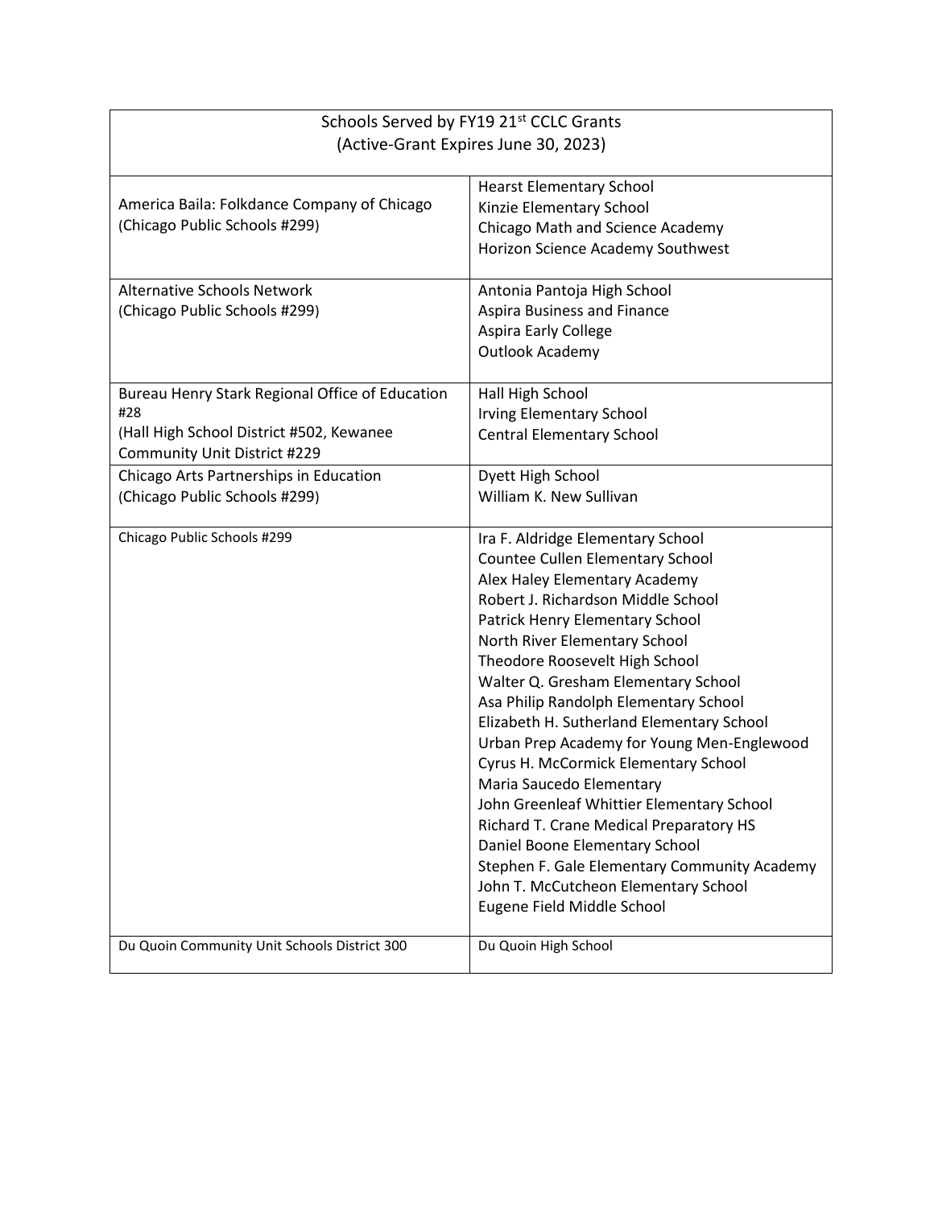| Schools Served by FY19 21st CCLC Grants (Active-Grant Expires June 30, 2023) | |
|---|---|
| America Baila: Folkdance Company of Chicago (Chicago Public Schools #299) | Hearst Elementary School<br>Kinzie Elementary School<br>Chicago Math and Science Academy<br>Horizon Science Academy Southwest |
| Alternative Schools Network (Chicago Public Schools #299) | Antonia Pantoja High School<br>Aspira Business and Finance<br>Aspira Early College<br>Outlook Academy |
| Bureau Henry Stark Regional Office of Education #28 (Hall High School District #502, Kewanee Community Unit District #229 | Hall High School<br>Irving Elementary School<br>Central Elementary School |
| Chicago Arts Partnerships in Education (Chicago Public Schools #299) | Dyett High School<br>William K. New Sullivan |
| Chicago Public Schools #299 | Ira F. Aldridge Elementary School<br>Countee Cullen Elementary School<br>Alex Haley Elementary Academy<br>Robert J. Richardson Middle School<br>Patrick Henry Elementary School<br>North River Elementary School<br>Theodore Roosevelt High School<br>Walter Q. Gresham Elementary School<br>Asa Philip Randolph Elementary School<br>Elizabeth H. Sutherland Elementary School<br>Urban Prep Academy for Young Men-Englewood<br>Cyrus H. McCormick Elementary School<br>Maria Saucedo Elementary<br>John Greenleaf Whittier Elementary School<br>Richard T. Crane Medical Preparatory HS<br>Daniel Boone Elementary School<br>Stephen F. Gale Elementary Community Academy<br>John T. McCutcheon Elementary School<br>Eugene Field Middle School |
| Du Quoin Community Unit Schools District 300 | Du Quoin High School |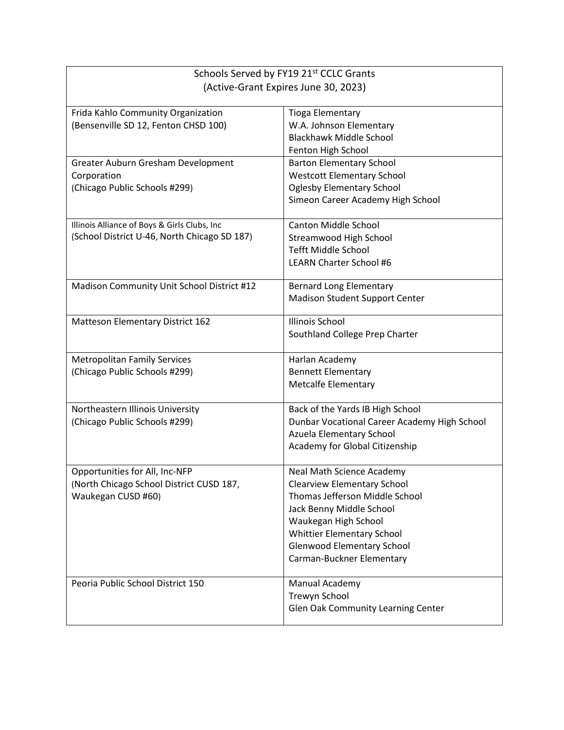| Schools Served by FY19 21st CCLC Grants (Active-Grant Expires June 30, 2023) | |
|---|---|
| Frida Kahlo Community Organization<br>(Bensenville SD 12, Fenton CHSD 100) | Tioga Elementary<br>W.A. Johnson Elementary<br>Blackhawk Middle School<br>Fenton High School |
| Greater Auburn Gresham Development Corporation<br>(Chicago Public Schools #299) | Barton Elementary School<br>Westcott Elementary School<br>Oglesby Elementary School<br>Simeon Career Academy High School |
| Illinois Alliance of Boys & Girls Clubs, Inc<br>(School District U-46, North Chicago SD 187) | Canton Middle School<br>Streamwood High School<br>Tefft Middle School<br>LEARN Charter School #6 |
| Madison Community Unit School District #12 | Bernard Long Elementary<br>Madison Student Support Center |
| Matteson Elementary District 162 | Illinois School<br>Southland College Prep Charter |
| Metropolitan Family Services<br>(Chicago Public Schools #299) | Harlan Academy<br>Bennett Elementary<br>Metcalfe Elementary |
| Northeastern Illinois University<br>(Chicago Public Schools #299) | Back of the Yards IB High School<br>Dunbar Vocational Career Academy High School<br>Azuela Elementary School<br>Academy for Global Citizenship |
| Opportunities for All, Inc-NFP<br>(North Chicago School District CUSD 187, Waukegan CUSD #60) | Neal Math Science Academy<br>Clearview Elementary School<br>Thomas Jefferson Middle School<br>Jack Benny Middle School<br>Waukegan High School<br>Whittier Elementary School<br>Glenwood Elementary School<br>Carman-Buckner Elementary |
| Peoria Public School District 150 | Manual Academy<br>Trewyn School<br>Glen Oak Community Learning Center |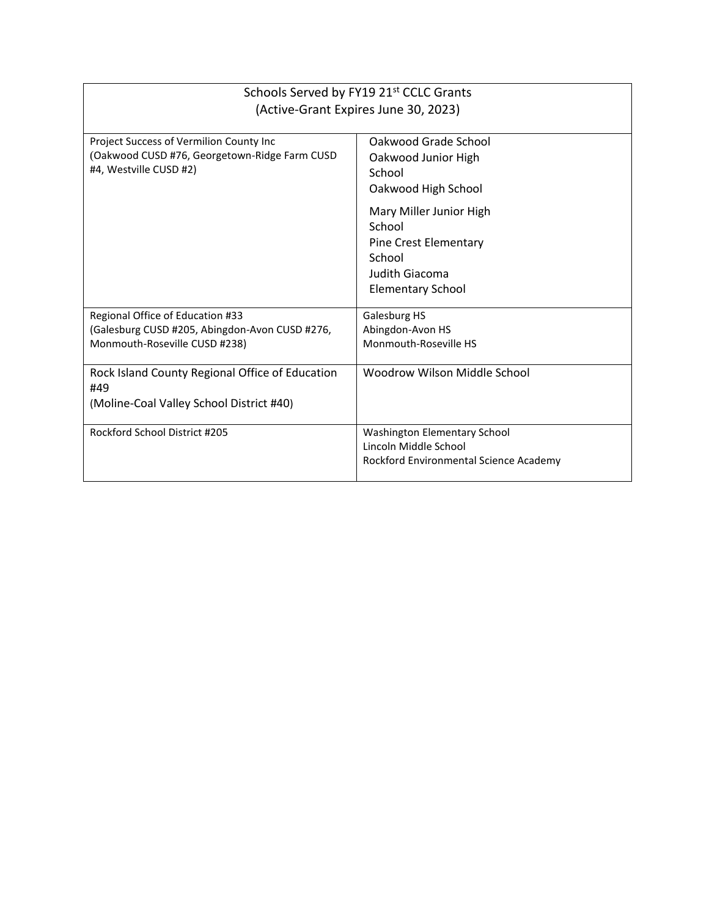| Schools Served by FY19 21st CCLC Grants (Active-Grant Expires June 30, 2023) | |
|---|---|
| Project Success of Vermilion County Inc (Oakwood CUSD #76, Georgetown-Ridge Farm CUSD #4, Westville CUSD #2) | Oakwood Grade School<br>Oakwood Junior High School<br>Oakwood High School<br>Mary Miller Junior High School<br>Pine Crest Elementary School<br>Judith Giacoma Elementary School |
| Regional Office of Education #33 (Galesburg CUSD #205, Abingdon-Avon CUSD #276, Monmouth-Roseville CUSD #238) | Galesburg HS<br>Abingdon-Avon HS<br>Monmouth-Roseville HS |
| Rock Island County Regional Office of Education #49 (Moline-Coal Valley School District #40) | Woodrow Wilson Middle School |
| Rockford School District #205 | Washington Elementary School<br>Lincoln Middle School<br>Rockford Environmental Science Academy |